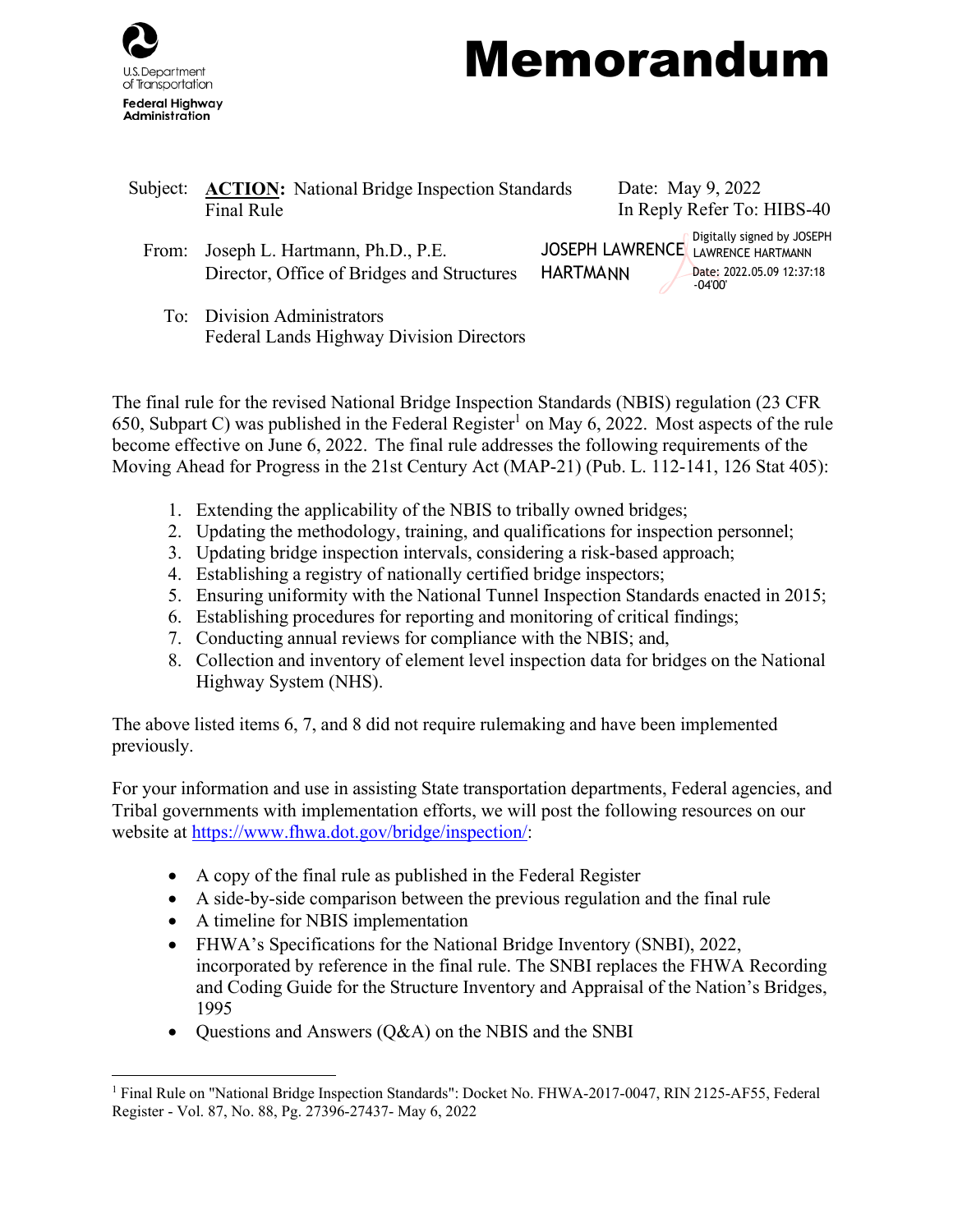U.S. Department of Transportation
Federal Highway Administration

# Memorandum

Subject: **ACTION:** National Bridge Inspection Standards Final Rule

Date: May 9, 2022

In Reply Refer To: HIBS-40

From: Joseph L. Hartmann, Ph.D., P.E.
Director, Office of Bridges and Structures

JOSEPH LAWRENCE HARTMANN
Digitally signed by JOSEPH LAWRENCE HARTMANN
Date: 2022.05.09 12:37:18 -04'00'

To: Division Administrators
Federal Lands Highway Division Directors

The final rule for the revised National Bridge Inspection Standards (NBIS) regulation (23 CFR 650, Subpart C) was published in the Federal Register[1] on May 6, 2022. Most aspects of the rule become effective on June 6, 2022. The final rule addresses the following requirements of the Moving Ahead for Progress in the 21st Century Act (MAP-21) (Pub. L. 112-141, 126 Stat 405):

1. Extending the applicability of the NBIS to tribally owned bridges;
2. Updating the methodology, training, and qualifications for inspection personnel;
3. Updating bridge inspection intervals, considering a risk-based approach;
4. Establishing a registry of nationally certified bridge inspectors;
5. Ensuring uniformity with the National Tunnel Inspection Standards enacted in 2015;
6. Establishing procedures for reporting and monitoring of critical findings;
7. Conducting annual reviews for compliance with the NBIS; and,
8. Collection and inventory of element level inspection data for bridges on the National Highway System (NHS).

The above listed items 6, 7, and 8 did not require rulemaking and have been implemented previously.

For your information and use in assisting State transportation departments, Federal agencies, and Tribal governments with implementation efforts, we will post the following resources on our website at https://www.fhwa.dot.gov/bridge/inspection/:

- A copy of the final rule as published in the Federal Register
- A side-by-side comparison between the previous regulation and the final rule
- A timeline for NBIS implementation
- FHWA's Specifications for the National Bridge Inventory (SNBI), 2022, incorporated by reference in the final rule. The SNBI replaces the FHWA Recording and Coding Guide for the Structure Inventory and Appraisal of the Nation's Bridges, 1995
- Questions and Answers (Q&A) on the NBIS and the SNBI

---

[1] Final Rule on "National Bridge Inspection Standards": Docket No. FHWA-2017-0047, RIN 2125-AF55, Federal Register - Vol. 87, No. 88, Pg. 27396-27437- May 6, 2022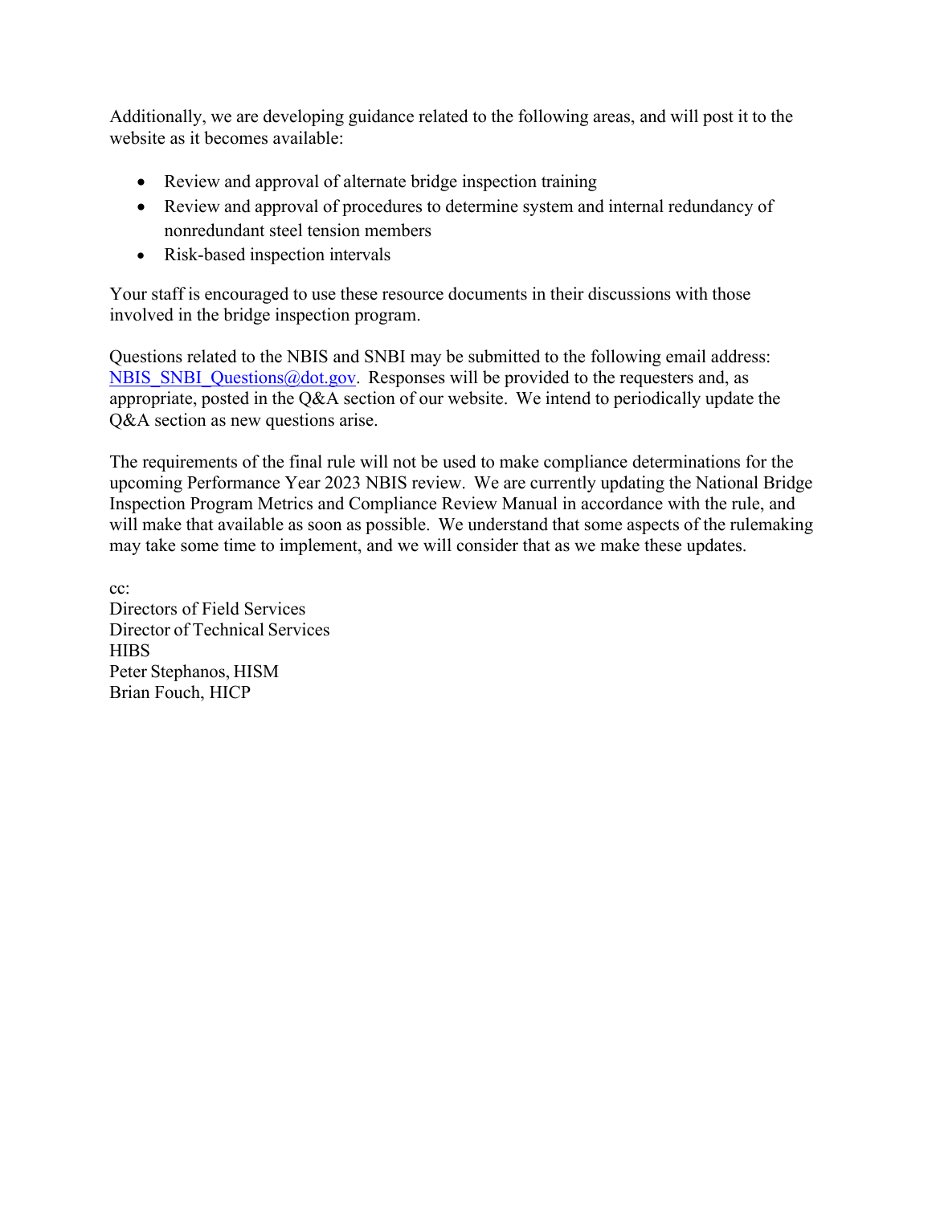Additionally, we are developing guidance related to the following areas, and will post it to the website as it becomes available:

- Review and approval of alternate bridge inspection training
- Review and approval of procedures to determine system and internal redundancy of nonredundant steel tension members
- Risk-based inspection intervals

Your staff is encouraged to use these resource documents in their discussions with those involved in the bridge inspection program.

Questions related to the NBIS and SNBI may be submitted to the following email address: NBIS_SNBI_Questions@dot.gov. Responses will be provided to the requesters and, as appropriate, posted in the Q&A section of our website. We intend to periodically update the Q&A section as new questions arise.

The requirements of the final rule will not be used to make compliance determinations for the upcoming Performance Year 2023 NBIS review. We are currently updating the National Bridge Inspection Program Metrics and Compliance Review Manual in accordance with the rule, and will make that available as soon as possible. We understand that some aspects of the rulemaking may take some time to implement, and we will consider that as we make these updates.

cc:
Directors of Field Services
Director of Technical Services
HIBS
Peter Stephanos, HISM
Brian Fouch, HICP